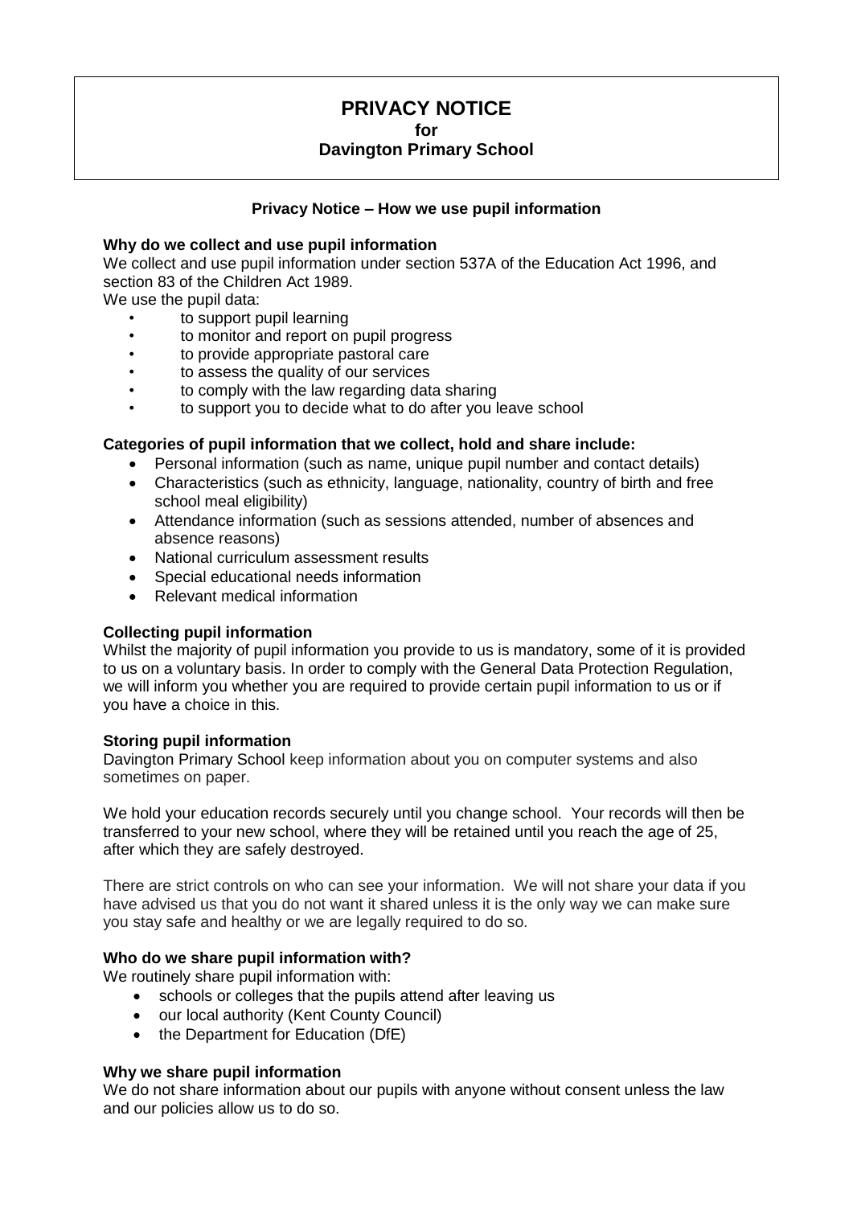# PRIVACY NOTICE
**for**
**Davington Primary School**

## Privacy Notice – How we use pupil information

### Why do we collect and use pupil information

We collect and use pupil information under section 537A of the Education Act 1996, and section 83 of the Children Act 1989.

We use the pupil data:

- to support pupil learning
- to monitor and report on pupil progress
- to provide appropriate pastoral care
- to assess the quality of our services
- to comply with the law regarding data sharing
- to support you to decide what to do after you leave school

### Categories of pupil information that we collect, hold and share include:

- Personal information (such as name, unique pupil number and contact details)
- Characteristics (such as ethnicity, language, nationality, country of birth and free school meal eligibility)
- Attendance information (such as sessions attended, number of absences and absence reasons)
- National curriculum assessment results
- Special educational needs information
- Relevant medical information

### Collecting pupil information

Whilst the majority of pupil information you provide to us is mandatory, some of it is provided to us on a voluntary basis. In order to comply with the General Data Protection Regulation, we will inform you whether you are required to provide certain pupil information to us or if you have a choice in this.

### Storing pupil information

Davington Primary School keep information about you on computer systems and also sometimes on paper.

We hold your education records securely until you change school. Your records will then be transferred to your new school, where they will be retained until you reach the age of 25, after which they are safely destroyed.

There are strict controls on who can see your information. We will not share your data if you have advised us that you do not want it shared unless it is the only way we can make sure you stay safe and healthy or we are legally required to do so.

### Who do we share pupil information with?

We routinely share pupil information with:

- schools or colleges that the pupils attend after leaving us
- our local authority (Kent County Council)
- the Department for Education (DfE)

### Why we share pupil information

We do not share information about our pupils with anyone without consent unless the law and our policies allow us to do so.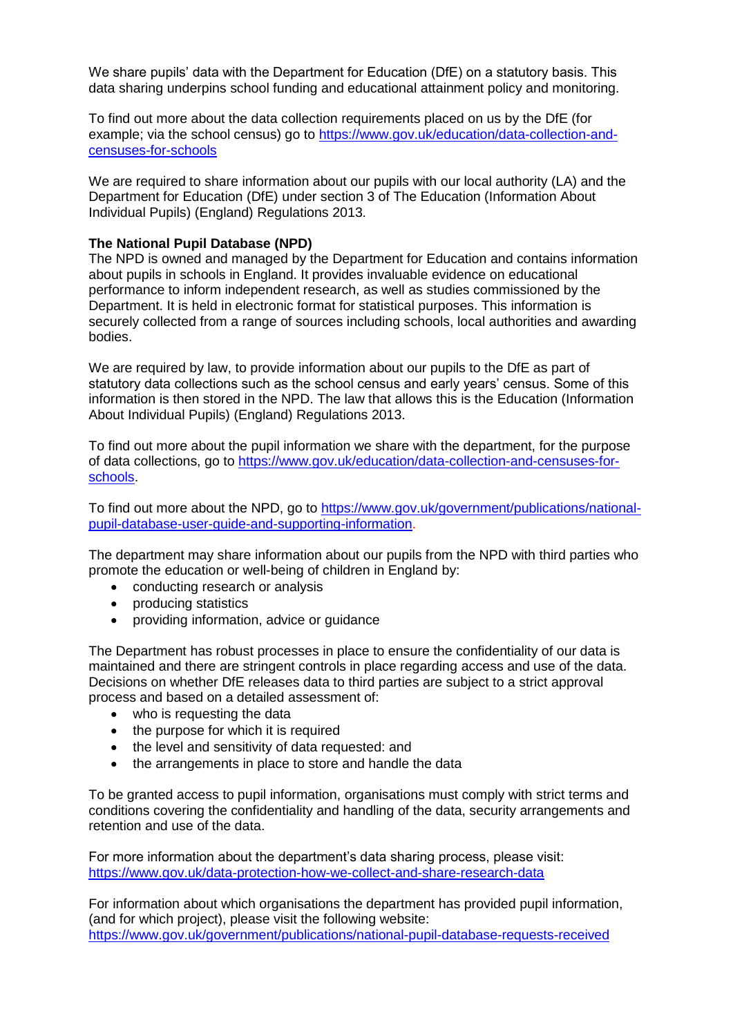We share pupils' data with the Department for Education (DfE) on a statutory basis. This data sharing underpins school funding and educational attainment policy and monitoring.

To find out more about the data collection requirements placed on us by the DfE (for example; via the school census) go to https://www.gov.uk/education/data-collection-and-censuses-for-schools

We are required to share information about our pupils with our local authority (LA) and the Department for Education (DfE) under section 3 of The Education (Information About Individual Pupils) (England) Regulations 2013.

**The National Pupil Database (NPD)**
The NPD is owned and managed by the Department for Education and contains information about pupils in schools in England. It provides invaluable evidence on educational performance to inform independent research, as well as studies commissioned by the Department. It is held in electronic format for statistical purposes. This information is securely collected from a range of sources including schools, local authorities and awarding bodies.

We are required by law, to provide information about our pupils to the DfE as part of statutory data collections such as the school census and early years' census. Some of this information is then stored in the NPD. The law that allows this is the Education (Information About Individual Pupils) (England) Regulations 2013.

To find out more about the pupil information we share with the department, for the purpose of data collections, go to https://www.gov.uk/education/data-collection-and-censuses-for-schools.

To find out more about the NPD, go to https://www.gov.uk/government/publications/national-pupil-database-user-guide-and-supporting-information.

The department may share information about our pupils from the NPD with third parties who promote the education or well-being of children in England by:

- conducting research or analysis
- producing statistics
- providing information, advice or guidance

The Department has robust processes in place to ensure the confidentiality of our data is maintained and there are stringent controls in place regarding access and use of the data. Decisions on whether DfE releases data to third parties are subject to a strict approval process and based on a detailed assessment of:

- who is requesting the data
- the purpose for which it is required
- the level and sensitivity of data requested: and
- the arrangements in place to store and handle the data

To be granted access to pupil information, organisations must comply with strict terms and conditions covering the confidentiality and handling of the data, security arrangements and retention and use of the data.

For more information about the department's data sharing process, please visit:
https://www.gov.uk/data-protection-how-we-collect-and-share-research-data

For information about which organisations the department has provided pupil information, (and for which project), please visit the following website:
https://www.gov.uk/government/publications/national-pupil-database-requests-received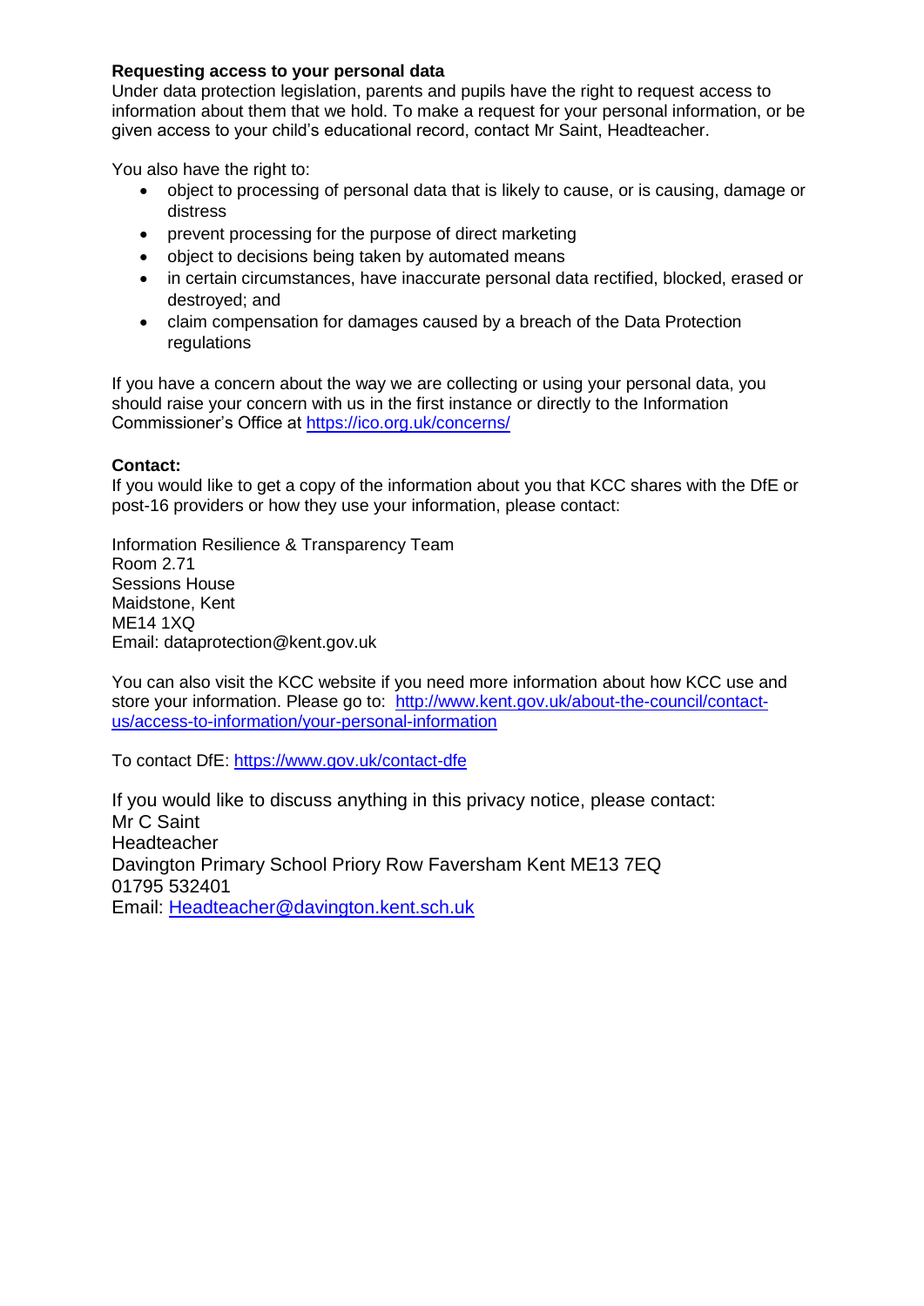**Requesting access to your personal data**

Under data protection legislation, parents and pupils have the right to request access to information about them that we hold. To make a request for your personal information, or be given access to your child's educational record, contact Mr Saint, Headteacher.

You also have the right to:

- object to processing of personal data that is likely to cause, or is causing, damage or distress
- prevent processing for the purpose of direct marketing
- object to decisions being taken by automated means
- in certain circumstances, have inaccurate personal data rectified, blocked, erased or destroyed; and
- claim compensation for damages caused by a breach of the Data Protection regulations

If you have a concern about the way we are collecting or using your personal data, you should raise your concern with us in the first instance or directly to the Information Commissioner's Office at https://ico.org.uk/concerns/

**Contact:**

If you would like to get a copy of the information about you that KCC shares with the DfE or post-16 providers or how they use your information, please contact:

Information Resilience & Transparency Team
Room 2.71
Sessions House
Maidstone, Kent
ME14 1XQ
Email: dataprotection@kent.gov.uk

You can also visit the KCC website if you need more information about how KCC use and store your information. Please go to: http://www.kent.gov.uk/about-the-council/contact-us/access-to-information/your-personal-information

To contact DfE: https://www.gov.uk/contact-dfe

If you would like to discuss anything in this privacy notice, please contact:
Mr C Saint
Headteacher
Davington Primary School Priory Row Faversham Kent ME13 7EQ
01795 532401
Email: Headteacher@davington.kent.sch.uk